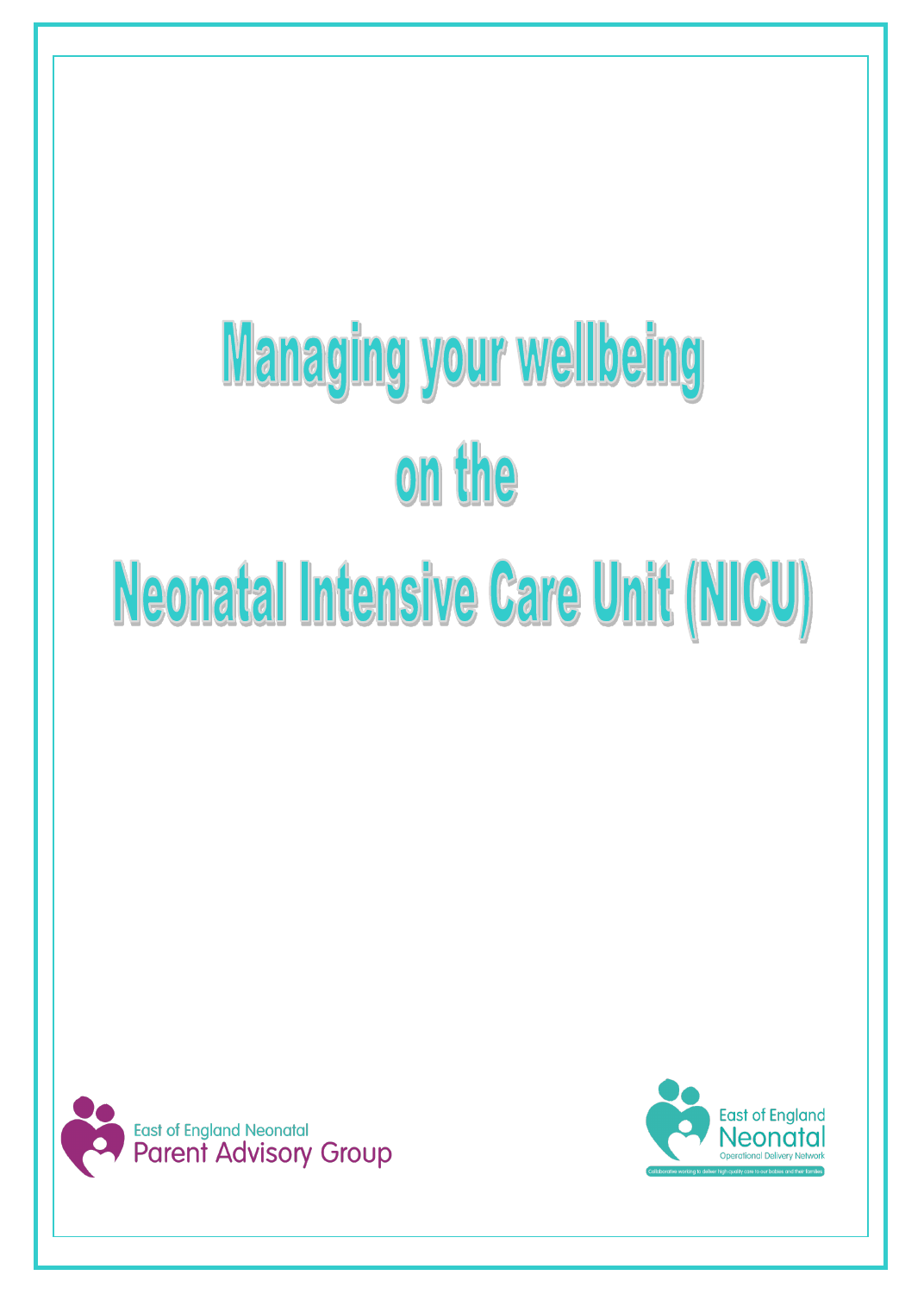# Managing your wellbeing on the Neonatal Intensive Care Unit (NICU)

East of England Neonatal Parent Advisory Group

East of England Neonatal Operational Delivery Network

Collaboratively working to deliver high quality care to our babies and their families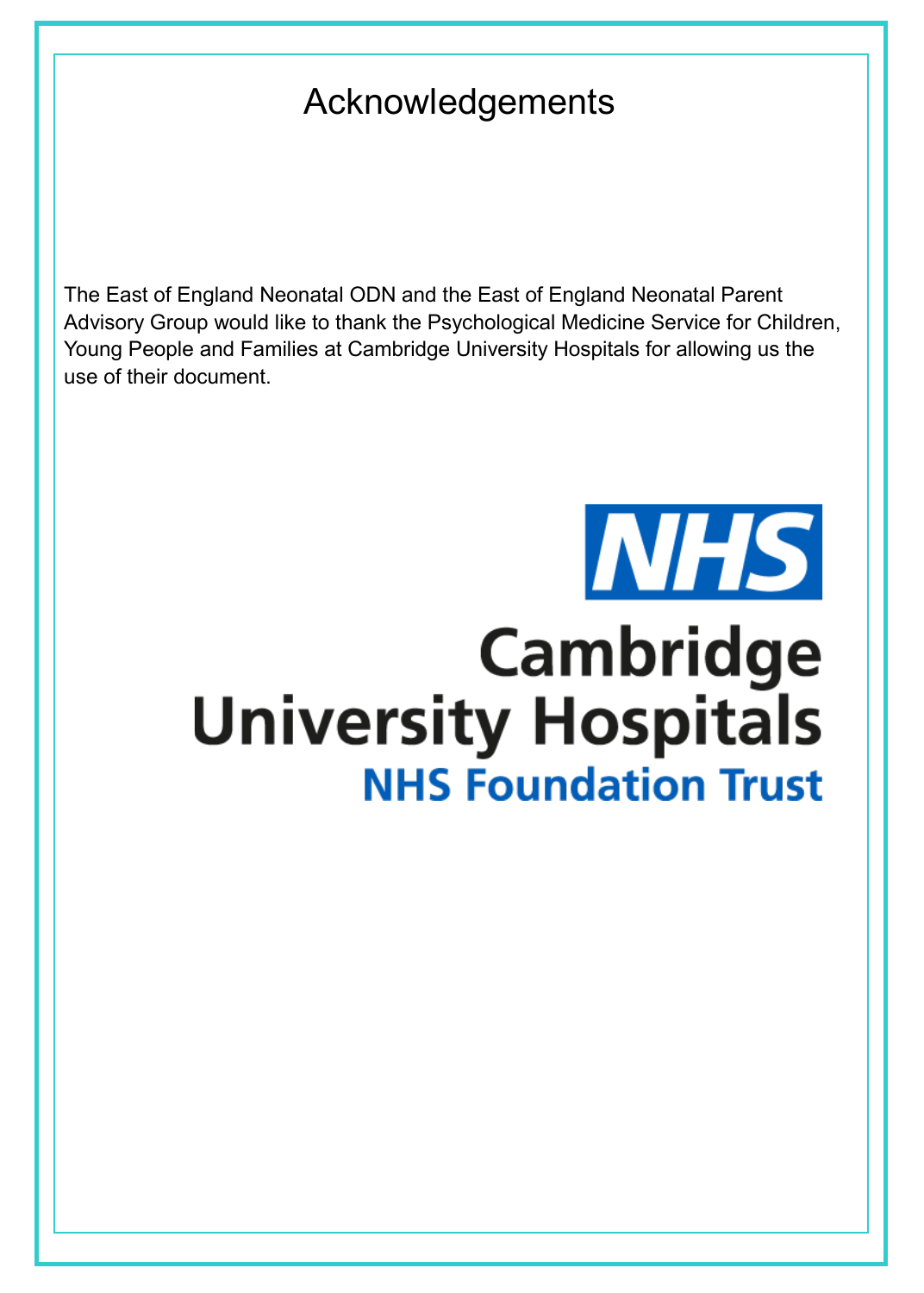# Acknowledgements

The East of England Neonatal ODN and the East of England Neonatal Parent Advisory Group would like to thank the Psychological Medicine Service for Children, Young People and Families at Cambridge University Hospitals for allowing us the use of their document.

NHS

Cambridge University Hospitals

NHS Foundation Trust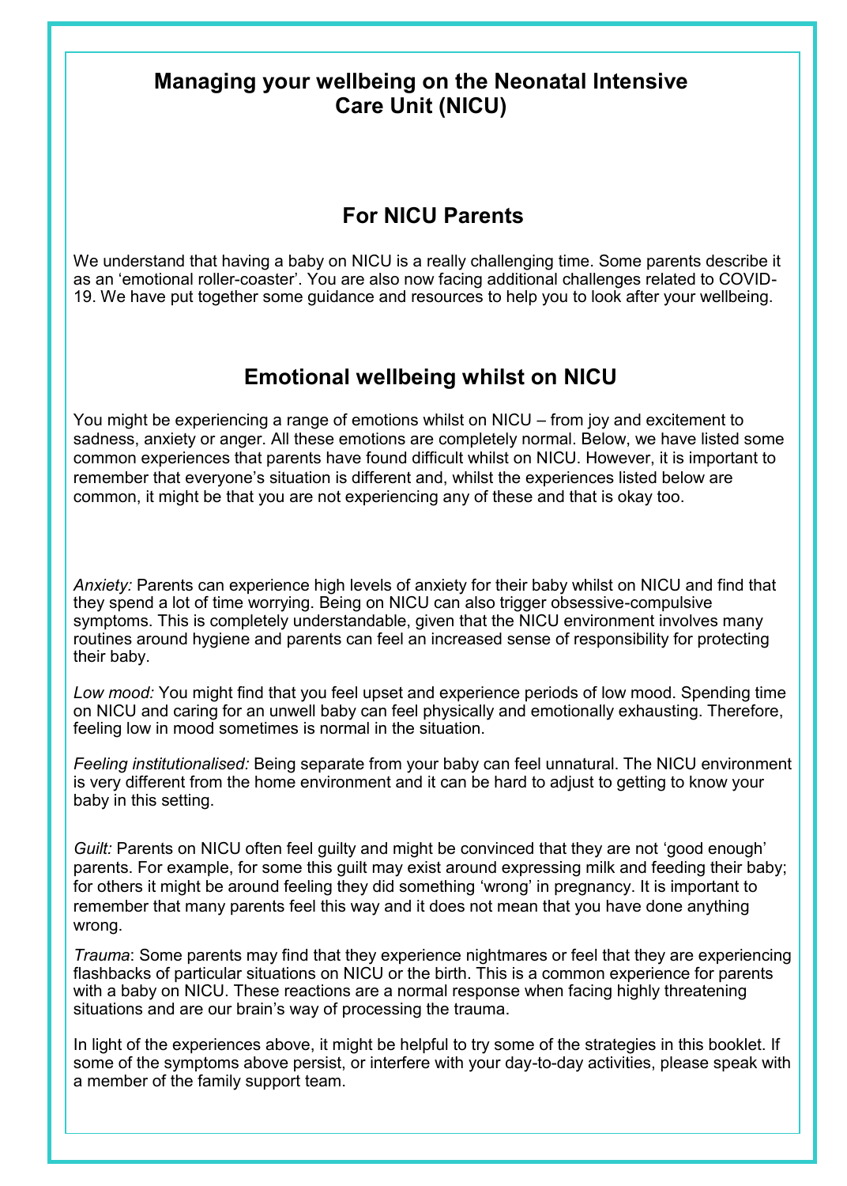# Managing your wellbeing on the Neonatal Intensive Care Unit (NICU)

## For NICU Parents

We understand that having a baby on NICU is a really challenging time. Some parents describe it as an 'emotional roller-coaster'. You are also now facing additional challenges related to COVID-19. We have put together some guidance and resources to help you to look after your wellbeing.

## Emotional wellbeing whilst on NICU

You might be experiencing a range of emotions whilst on NICU – from joy and excitement to sadness, anxiety or anger. All these emotions are completely normal. Below, we have listed some common experiences that parents have found difficult whilst on NICU. However, it is important to remember that everyone's situation is different and, whilst the experiences listed below are common, it might be that you are not experiencing any of these and that is okay too.

*Anxiety:* Parents can experience high levels of anxiety for their baby whilst on NICU and find that they spend a lot of time worrying. Being on NICU can also trigger obsessive-compulsive symptoms. This is completely understandable, given that the NICU environment involves many routines around hygiene and parents can feel an increased sense of responsibility for protecting their baby.

*Low mood:* You might find that you feel upset and experience periods of low mood. Spending time on NICU and caring for an unwell baby can feel physically and emotionally exhausting. Therefore, feeling low in mood sometimes is normal in the situation.

*Feeling institutionalised:* Being separate from your baby can feel unnatural. The NICU environment is very different from the home environment and it can be hard to adjust to getting to know your baby in this setting.

*Guilt:* Parents on NICU often feel guilty and might be convinced that they are not 'good enough' parents. For example, for some this guilt may exist around expressing milk and feeding their baby; for others it might be around feeling they did something 'wrong' in pregnancy. It is important to remember that many parents feel this way and it does not mean that you have done anything wrong.

*Trauma*: Some parents may find that they experience nightmares or feel that they are experiencing flashbacks of particular situations on NICU or the birth. This is a common experience for parents with a baby on NICU. These reactions are a normal response when facing highly threatening situations and are our brain's way of processing the trauma.

In light of the experiences above, it might be helpful to try some of the strategies in this booklet. If some of the symptoms above persist, or interfere with your day-to-day activities, please speak with a member of the family support team.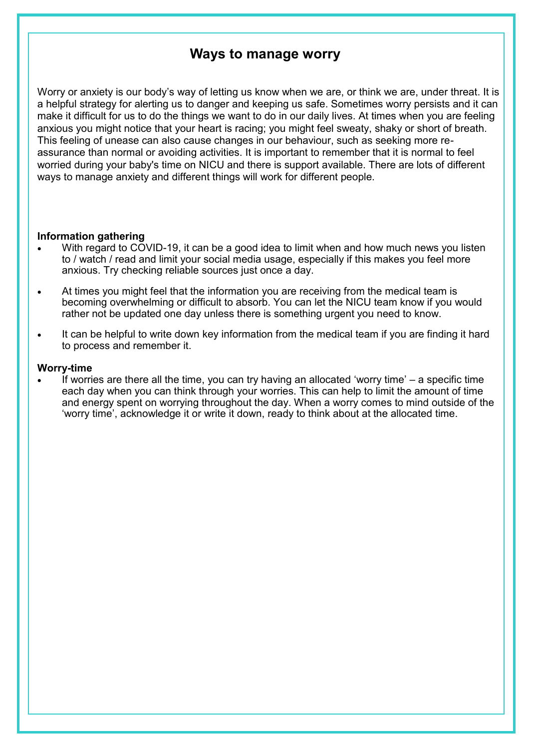# Ways to manage worry

Worry or anxiety is our body's way of letting us know when we are, or think we are, under threat. It is a helpful strategy for alerting us to danger and keeping us safe. Sometimes worry persists and it can make it difficult for us to do the things we want to do in our daily lives. At times when you are feeling anxious you might notice that your heart is racing; you might feel sweaty, shaky or short of breath. This feeling of unease can also cause changes in our behaviour, such as seeking more re-assurance than normal or avoiding activities. It is important to remember that it is normal to feel worried during your baby's time on NICU and there is support available. There are lots of different ways to manage anxiety and different things will work for different people.

**Information gathering**

- With regard to COVID-19, it can be a good idea to limit when and how much news you listen to / watch / read and limit your social media usage, especially if this makes you feel more anxious. Try checking reliable sources just once a day.
- At times you might feel that the information you are receiving from the medical team is becoming overwhelming or difficult to absorb. You can let the NICU team know if you would rather not be updated one day unless there is something urgent you need to know.
- It can be helpful to write down key information from the medical team if you are finding it hard to process and remember it.

**Worry-time**

- If worries are there all the time, you can try having an allocated 'worry time' – a specific time each day when you can think through your worries. This can help to limit the amount of time and energy spent on worrying throughout the day. When a worry comes to mind outside of the 'worry time', acknowledge it or write it down, ready to think about at the allocated time.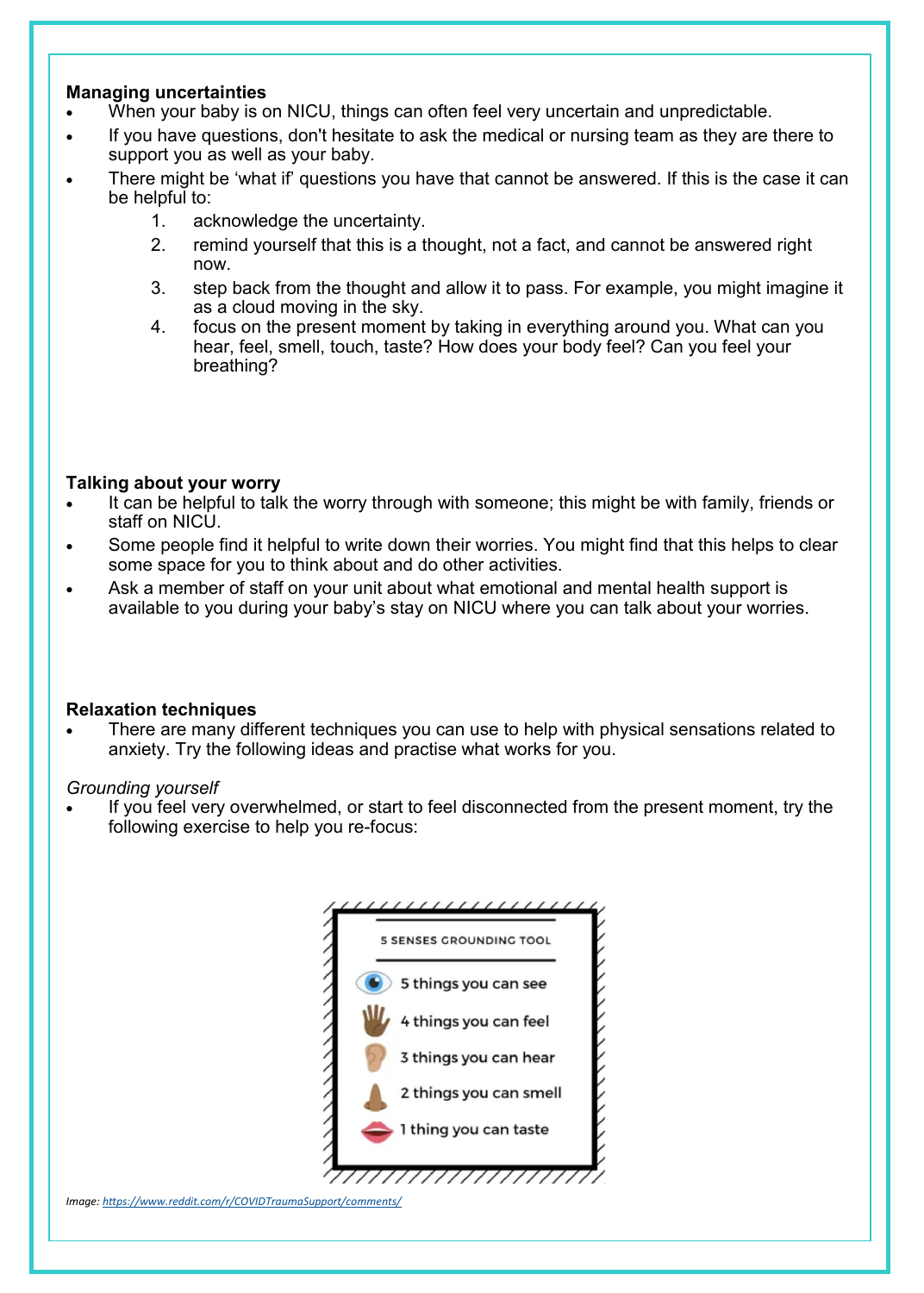**Managing uncertainties**

- When your baby is on NICU, things can often feel very uncertain and unpredictable.
- If you have questions, don't hesitate to ask the medical or nursing team as they are there to support you as well as your baby.
- There might be 'what if' questions you have that cannot be answered. If this is the case it can be helpful to:
    1. acknowledge the uncertainty.
    2. remind yourself that this is a thought, not a fact, and cannot be answered right now.
    3. step back from the thought and allow it to pass. For example, you might imagine it as a cloud moving in the sky.
    4. focus on the present moment by taking in everything around you. What can you hear, feel, smell, touch, taste? How does your body feel? Can you feel your breathing?

**Talking about your worry**

- It can be helpful to talk the worry through with someone; this might be with family, friends or staff on NICU.
- Some people find it helpful to write down their worries. You might find that this helps to clear some space for you to think about and do other activities.
- Ask a member of staff on your unit about what emotional and mental health support is available to you during your baby's stay on NICU where you can talk about your worries.

**Relaxation techniques**

- There are many different techniques you can use to help with physical sensations related to anxiety. Try the following ideas and practise what works for you.

*Grounding yourself*

- If you feel very overwhelmed, or start to feel disconnected from the present moment, try the following exercise to help you re-focus:

5 SENSES GROUNDING TOOL

- 5 things you can see
- 4 things you can feel
- 3 things you can hear
- 2 things you can smell
- 1 thing you can taste

*Image: https://www.reddit.com/r/COVIDTraumaSupport/comments/*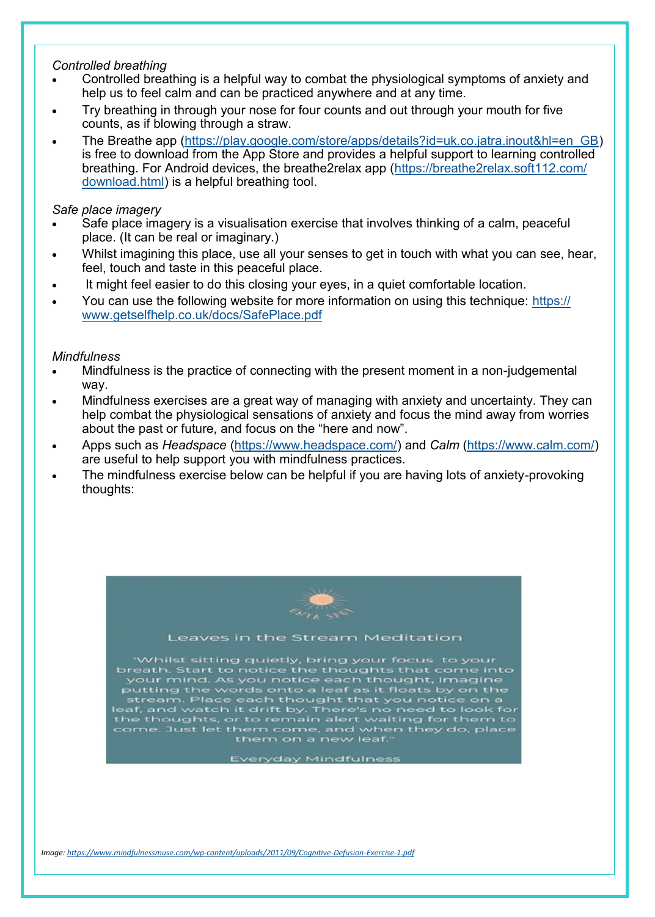*Controlled breathing*

- Controlled breathing is a helpful way to combat the physiological symptoms of anxiety and help us to feel calm and can be practiced anywhere and at any time.
- Try breathing in through your nose for four counts and out through your mouth for five counts, as if blowing through a straw.
- The Breathe app (https://play.google.com/store/apps/details?id=uk.co.jatra.inout&hl=en_GB) is free to download from the App Store and provides a helpful support to learning controlled breathing. For Android devices, the breathe2relax app (https://breathe2relax.soft112.com/download.html) is a helpful breathing tool.

*Safe place imagery*

- Safe place imagery is a visualisation exercise that involves thinking of a calm, peaceful place. (It can be real or imaginary.)
- Whilst imagining this place, use all your senses to get in touch with what you can see, hear, feel, touch and taste in this peaceful place.
- It might feel easier to do this closing your eyes, in a quiet comfortable location.
- You can use the following website for more information on using this technique: https://www.getselfhelp.co.uk/docs/SafePlace.pdf

*Mindfulness*

- Mindfulness is the practice of connecting with the present moment in a non-judgemental way.
- Mindfulness exercises are a great way of managing with anxiety and uncertainty. They can help combat the physiological sensations of anxiety and focus the mind away from worries about the past or future, and focus on the "here and now".
- Apps such as *Headspace* (https://www.headspace.com/) and *Calm* (https://www.calm.com/) are useful to help support you with mindfulness practices.
- The mindfulness exercise below can be helpful if you are having lots of anxiety-provoking thoughts:

Leaves in the Stream Meditation

"Whilst sitting quietly, bring your focus to your breath. Start to notice the thoughts that come into your mind. As you notice each thought, imagine putting the words onto a leaf as it floats by on the stream. Place each thought that you notice on a leaf, and watch it drift by. There's no need to look for the thoughts, or to remain alert waiting for them to come. Just let them come, and when they do, place them on a new leaf."

Everyday Mindfulness

*Image: https://www.mindfulnessmuse.com/wp-content/uploads/2011/09/Cognitive-Defusion-Exercise-1.pdf*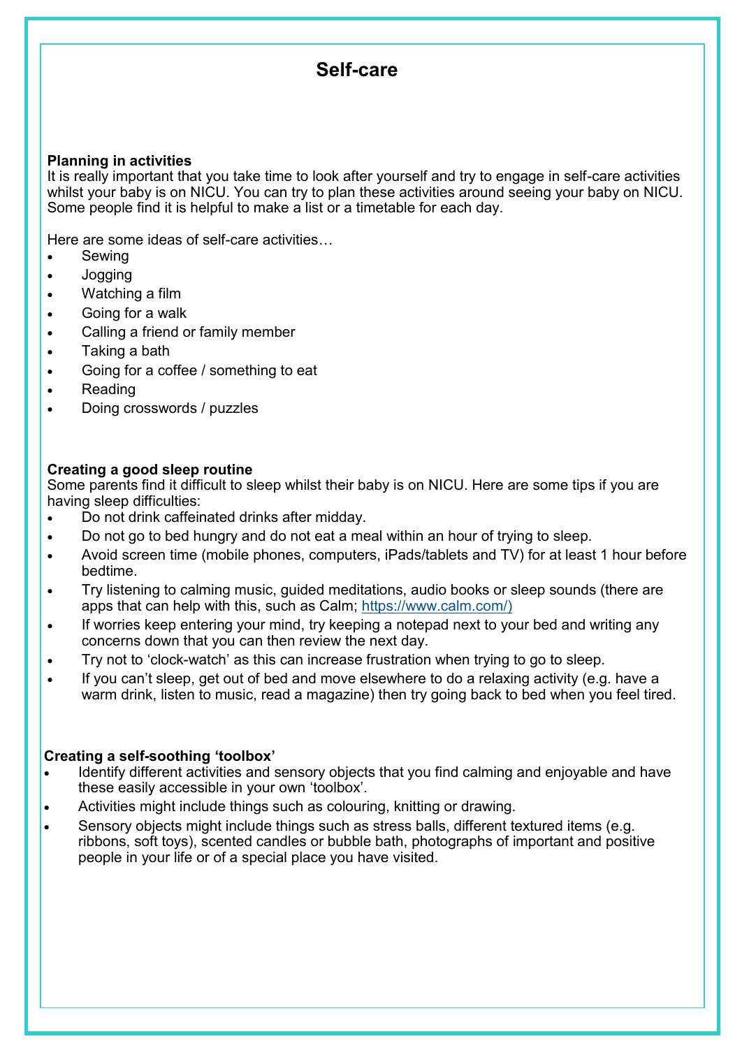# Self-care

**Planning in activities**

It is really important that you take time to look after yourself and try to engage in self-care activities whilst your baby is on NICU. You can try to plan these activities around seeing your baby on NICU. Some people find it is helpful to make a list or a timetable for each day.

Here are some ideas of self-care activities…

- Sewing
- Jogging
- Watching a film
- Going for a walk
- Calling a friend or family member
- Taking a bath
- Going for a coffee / something to eat
- Reading
- Doing crosswords / puzzles

**Creating a good sleep routine**

Some parents find it difficult to sleep whilst their baby is on NICU. Here are some tips if you are having sleep difficulties:

- Do not drink caffeinated drinks after midday.
- Do not go to bed hungry and do not eat a meal within an hour of trying to sleep.
- Avoid screen time (mobile phones, computers, iPads/tablets and TV) for at least 1 hour before bedtime.
- Try listening to calming music, guided meditations, audio books or sleep sounds (there are apps that can help with this, such as Calm; https://www.calm.com/)
- If worries keep entering your mind, try keeping a notepad next to your bed and writing any concerns down that you can then review the next day.
- Try not to 'clock-watch' as this can increase frustration when trying to go to sleep.
- If you can't sleep, get out of bed and move elsewhere to do a relaxing activity (e.g. have a warm drink, listen to music, read a magazine) then try going back to bed when you feel tired.

**Creating a self-soothing 'toolbox'**

- Identify different activities and sensory objects that you find calming and enjoyable and have these easily accessible in your own 'toolbox'.
- Activities might include things such as colouring, knitting or drawing.
- Sensory objects might include things such as stress balls, different textured items (e.g. ribbons, soft toys), scented candles or bubble bath, photographs of important and positive people in your life or of a special place you have visited.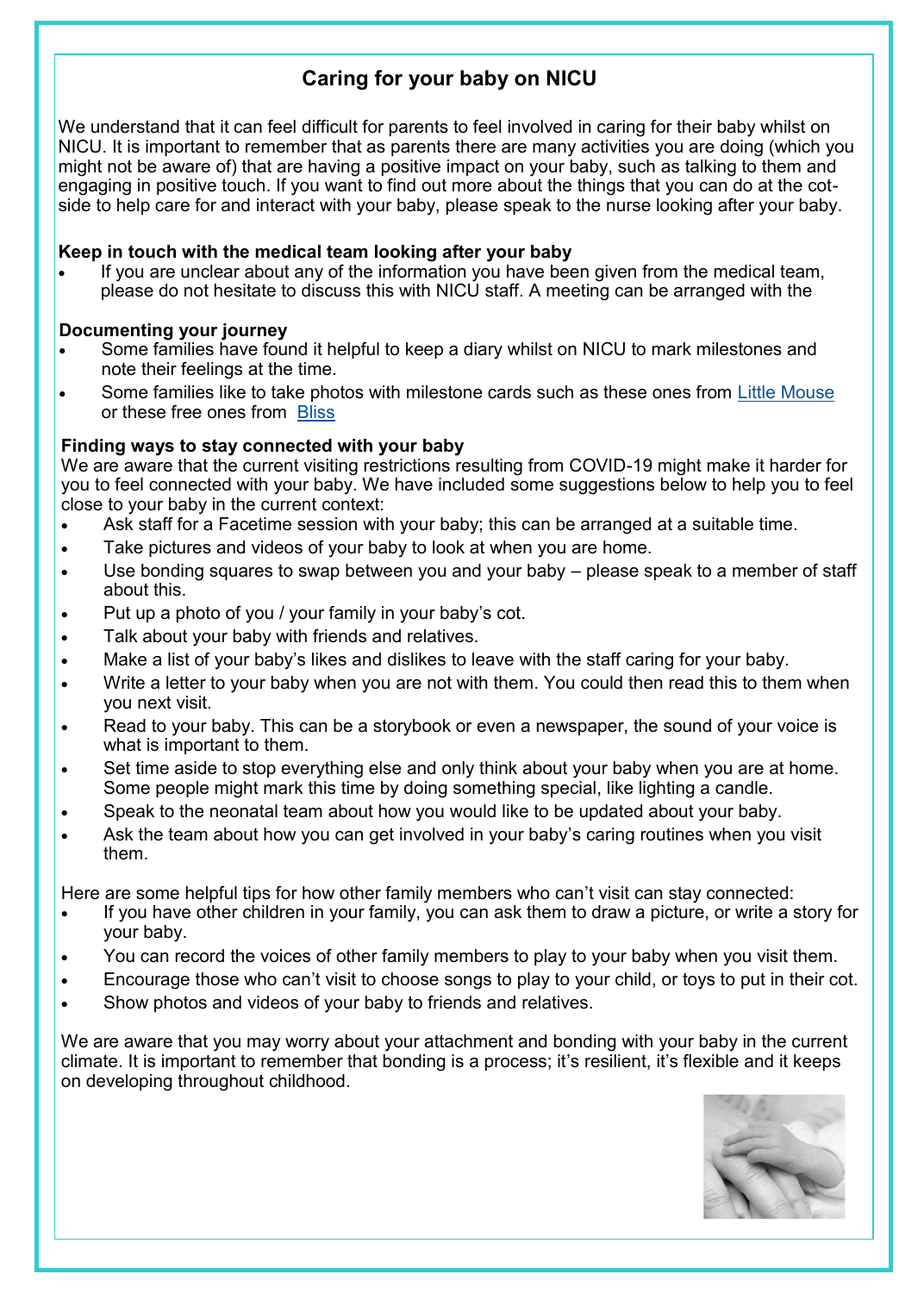# Caring for your baby on NICU

We understand that it can feel difficult for parents to feel involved in caring for their baby whilst on NICU. It is important to remember that as parents there are many activities you are doing (which you might not be aware of) that are having a positive impact on your baby, such as talking to them and engaging in positive touch. If you want to find out more about the things that you can do at the cot-side to help care for and interact with your baby, please speak to the nurse looking after your baby.

### Keep in touch with the medical team looking after your baby

- If you are unclear about any of the information you have been given from the medical team, please do not hesitate to discuss this with NICU staff. A meeting can be arranged with the

### Documenting your journey

- Some families have found it helpful to keep a diary whilst on NICU to mark milestones and note their feelings at the time.
- Some families like to take photos with milestone cards such as these ones from Little Mouse or these free ones from Bliss

### Finding ways to stay connected with your baby

We are aware that the current visiting restrictions resulting from COVID-19 might make it harder for you to feel connected with your baby. We have included some suggestions below to help you to feel close to your baby in the current context:

- Ask staff for a Facetime session with your baby; this can be arranged at a suitable time.
- Take pictures and videos of your baby to look at when you are home.
- Use bonding squares to swap between you and your baby – please speak to a member of staff about this.
- Put up a photo of you / your family in your baby's cot.
- Talk about your baby with friends and relatives.
- Make a list of your baby's likes and dislikes to leave with the staff caring for your baby.
- Write a letter to your baby when you are not with them. You could then read this to them when you next visit.
- Read to your baby. This can be a storybook or even a newspaper, the sound of your voice is what is important to them.
- Set time aside to stop everything else and only think about your baby when you are at home. Some people might mark this time by doing something special, like lighting a candle.
- Speak to the neonatal team about how you would like to be updated about your baby.
- Ask the team about how you can get involved in your baby's caring routines when you visit them.

Here are some helpful tips for how other family members who can't visit can stay connected:

- If you have other children in your family, you can ask them to draw a picture, or write a story for your baby.
- You can record the voices of other family members to play to your baby when you visit them.
- Encourage those who can't visit to choose songs to play to your child, or toys to put in their cot.
- Show photos and videos of your baby to friends and relatives.

We are aware that you may worry about your attachment and bonding with your baby in the current climate. It is important to remember that bonding is a process; it's resilient, it's flexible and it keeps on developing throughout childhood.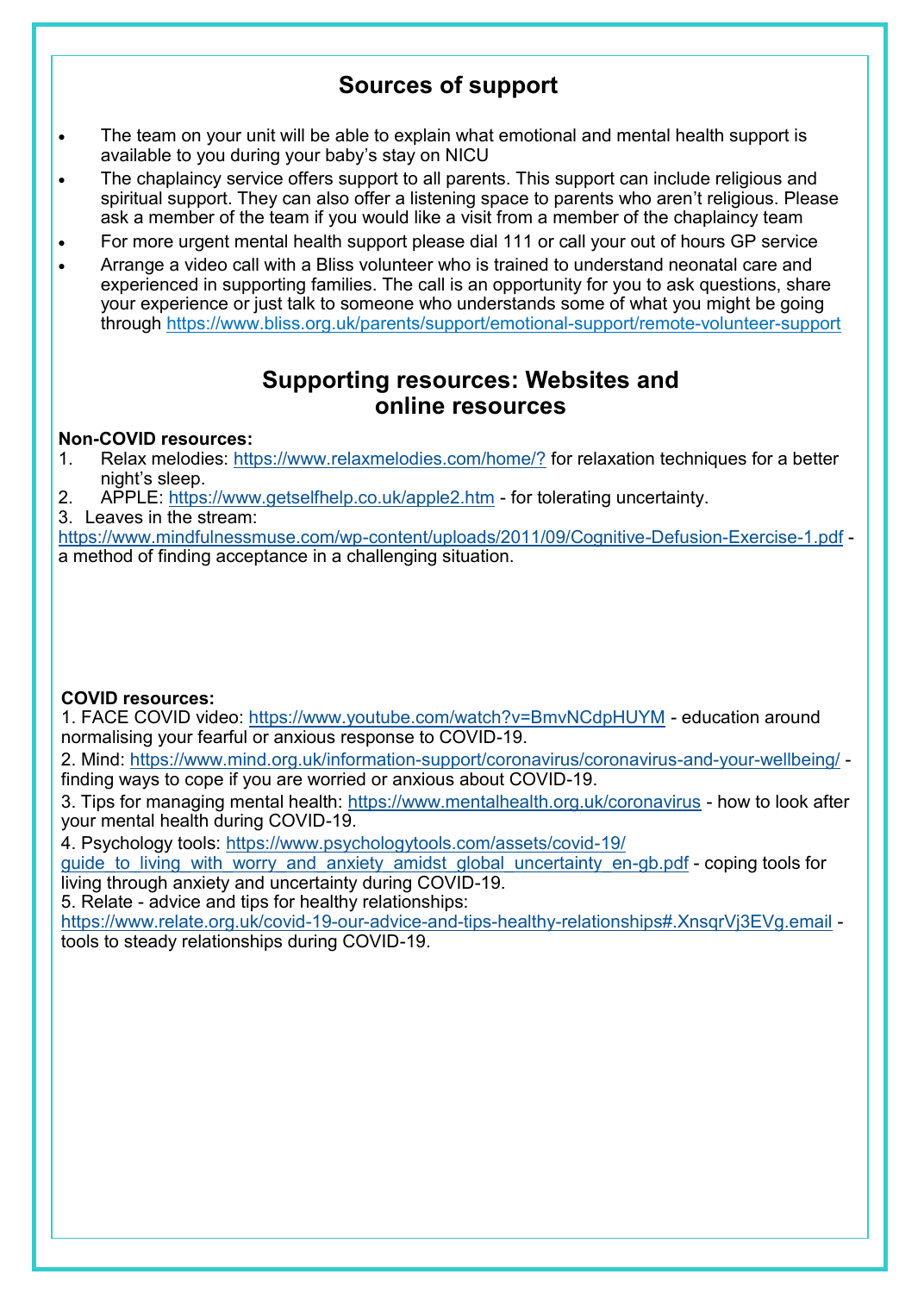## Sources of support

- The team on your unit will be able to explain what emotional and mental health support is available to you during your baby's stay on NICU
- The chaplaincy service offers support to all parents. This support can include religious and spiritual support. They can also offer a listening space to parents who aren't religious. Please ask a member of the team if you would like a visit from a member of the chaplaincy team
- For more urgent mental health support please dial 111 or call your out of hours GP service
- Arrange a video call with a Bliss volunteer who is trained to understand neonatal care and experienced in supporting families. The call is an opportunity for you to ask questions, share your experience or just talk to someone who understands some of what you might be going through https://www.bliss.org.uk/parents/support/emotional-support/remote-volunteer-support

## Supporting resources: Websites and online resources

**Non-COVID resources:**

1. Relax melodies: https://www.relaxmelodies.com/home/? for relaxation techniques for a better night's sleep.
2. APPLE: https://www.getselfhelp.co.uk/apple2.htm - for tolerating uncertainty.
3. Leaves in the stream: https://www.mindfulnessmuse.com/wp-content/uploads/2011/09/Cognitive-Defusion-Exercise-1.pdf - a method of finding acceptance in a challenging situation.

**COVID resources:**

1. FACE COVID video: https://www.youtube.com/watch?v=BmvNCdpHUYM - education around normalising your fearful or anxious response to COVID-19.
2. Mind: https://www.mind.org.uk/information-support/coronavirus/coronavirus-and-your-wellbeing/ - finding ways to cope if you are worried or anxious about COVID-19.
3. Tips for managing mental health: https://www.mentalhealth.org.uk/coronavirus - how to look after your mental health during COVID-19.
4. Psychology tools: https://www.psychologytools.com/assets/covid-19/guide_to_living_with_worry_and_anxiety_amidst_global_uncertainty_en-gb.pdf - coping tools for living through anxiety and uncertainty during COVID-19.
5. Relate - advice and tips for healthy relationships: https://www.relate.org.uk/covid-19-our-advice-and-tips-healthy-relationships#.XnsqrVj3EVg.email - tools to steady relationships during COVID-19.